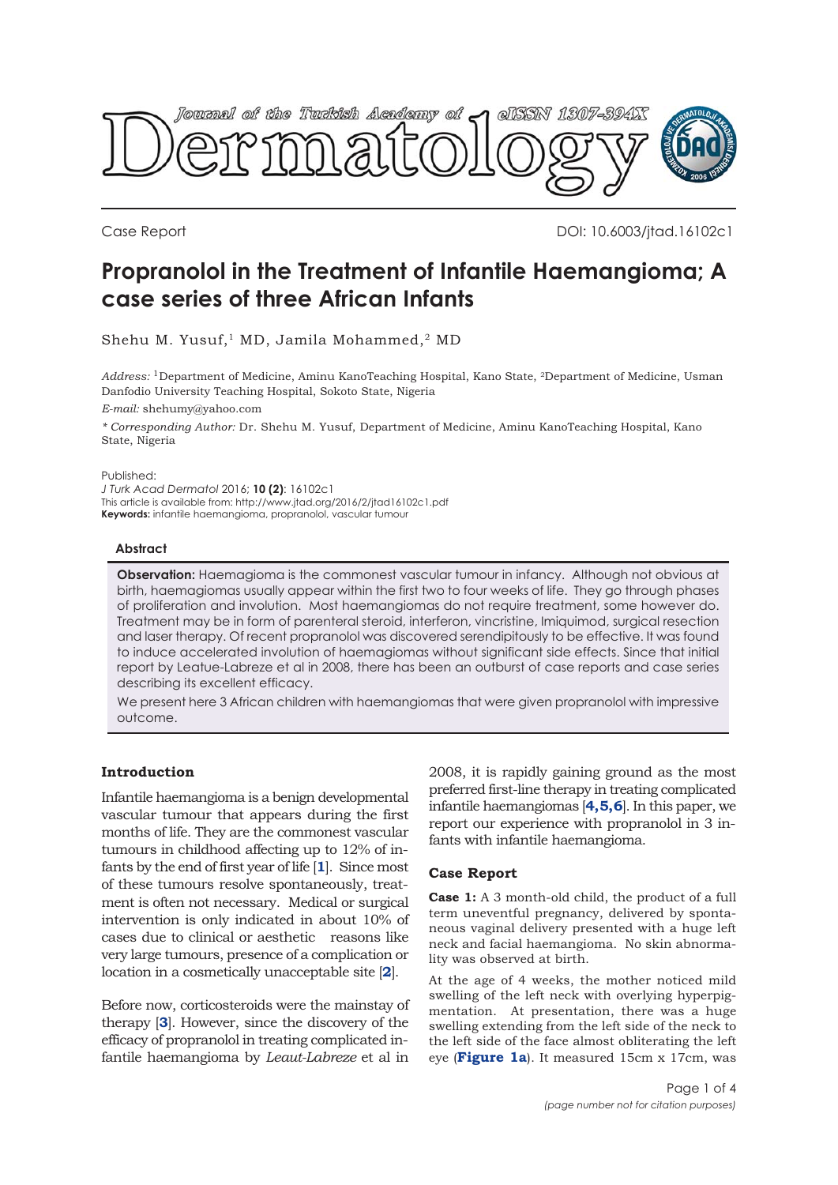Journal of the Turkish Academy of Dermatology eISSN 1307-394X

Case Report DOI: 10.6003/jtad.16102c1

# Propranolol in the Treatment of Infantile Haemangioma; A case series of three African Infants

Shehu M. Yusuf,[1] MD, Jamila Mohammed,[2] MD

*Address:* [1]Department of Medicine, Aminu KanoTeaching Hospital, Kano State, [2]Department of Medicine, Usman Danfodio University Teaching Hospital, Sokoto State, Nigeria

*E-mail:* shehumy@yahoo.com

*\* Corresponding Author:* Dr. Shehu M. Yusuf, Department of Medicine, Aminu KanoTeaching Hospital, Kano State, Nigeria

Published:
*J Turk Acad Dermatol* 2016; **10 (2)**: 16102c1
This article is available from: http://www.jtad.org/2016/2/jtad16102c1.pdf
**Keywords:** infantile haemangioma, propranolol, vascular tumour

### Abstract

**Observation:** Haemagioma is the commonest vascular tumour in infancy. Although not obvious at birth, haemagiomas usually appear within the first two to four weeks of life. They go through phases of proliferation and involution. Most haemangiomas do not require treatment, some however do. Treatment may be in form of parenteral steroid, interferon, vincristine, Imiquimod, surgical resection and laser therapy. Of recent propranolol was discovered serendipitously to be effective. It was found to induce accelerated involution of haemagiomas without significant side effects. Since that initial report by Leatue-Labreze et al in 2008, there has been an outburst of case reports and case series describing its excellent efficacy.

We present here 3 African children with haemangiomas that were given propranolol with impressive outcome.

## Introduction

Infantile haemangioma is a benign developmental vascular tumour that appears during the first months of life. They are the commonest vascular tumours in childhood affecting up to 12% of infants by the end of first year of life [**1**]. Since most of these tumours resolve spontaneously, treatment is often not necessary. Medical or surgical intervention is only indicated in about 10% of cases due to clinical or aesthetic reasons like very large tumours, presence of a complication or location in a cosmetically unacceptable site [**2**].

Before now, corticosteroids were the mainstay of therapy [**3**]. However, since the discovery of the efficacy of propranolol in treating complicated infantile haemangioma by *Leaut-Labreze* et al in 2008, it is rapidly gaining ground as the most preferred first-line therapy in treating complicated infantile haemangiomas [**4,5,6**]. In this paper, we report our experience with propranolol in 3 infants with infantile haemangioma.

## Case Report

**Case 1:** A 3 month-old child, the product of a full term uneventful pregnancy, delivered by spontaneous vaginal delivery presented with a huge left neck and facial haemangioma. No skin abnormality was observed at birth.

At the age of 4 weeks, the mother noticed mild swelling of the left neck with overlying hyperpigmentation. At presentation, there was a huge swelling extending from the left side of the neck to the left side of the face almost obliterating the left eye (**Figure 1a**). It measured 15cm x 17cm, was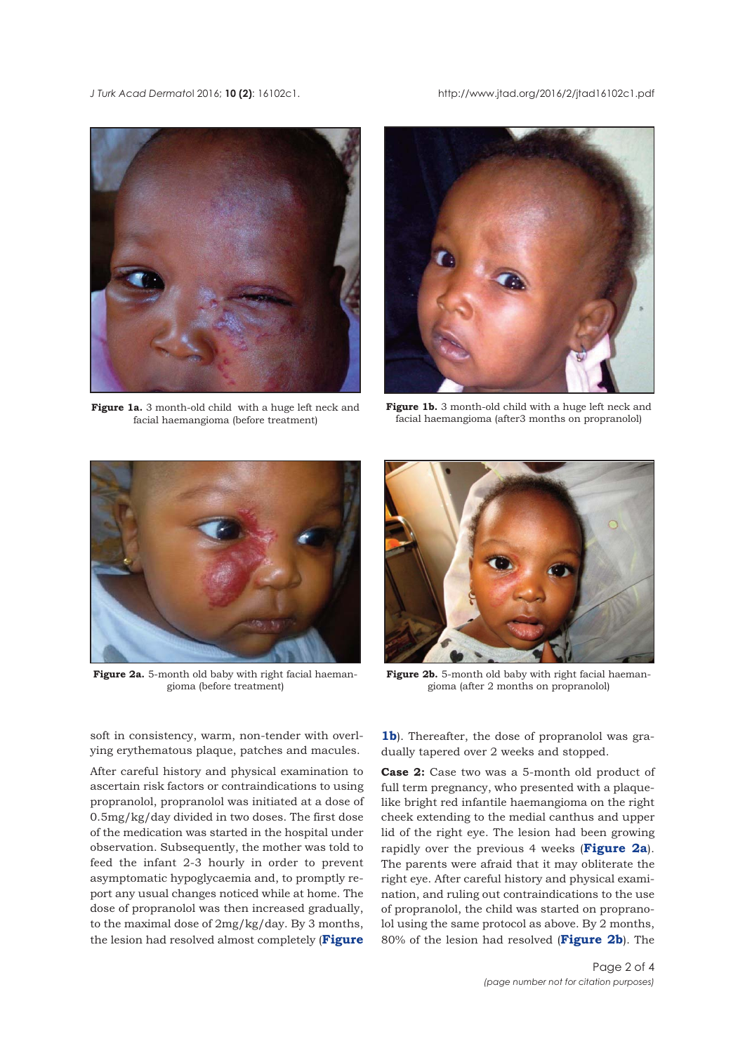**Figure 1a.** 3 month-old child with a huge left neck and facial haemangioma (before treatment)

**Figure 1b.** 3 month-old child with a huge left neck and facial haemangioma (after3 months on propranolol)

**Figure 2a.** 5-month old baby with right facial haemangioma (before treatment)

**Figure 2b.** 5-month old baby with right facial haemangioma (after 2 months on propranolol)

soft in consistency, warm, non-tender with overlying erythematous plaque, patches and macules.

After careful history and physical examination to ascertain risk factors or contraindications to using propranolol, propranolol was initiated at a dose of 0.5mg/kg/day divided in two doses. The first dose of the medication was started in the hospital under observation. Subsequently, the mother was told to feed the infant 2-3 hourly in order to prevent asymptomatic hypoglycaemia and, to promptly report any usual changes noticed while at home. The dose of propranolol was then increased gradually, to the maximal dose of 2mg/kg/day. By 3 months, the lesion had resolved almost completely (**Figure 1b**). Thereafter, the dose of propranolol was gradually tapered over 2 weeks and stopped.

**Case 2:** Case two was a 5-month old product of full term pregnancy, who presented with a plaque-like bright red infantile haemangioma on the right cheek extending to the medial canthus and upper lid of the right eye. The lesion had been growing rapidly over the previous 4 weeks (**Figure 2a**). The parents were afraid that it may obliterate the right eye. After careful history and physical examination, and ruling out contraindications to the use of propranolol, the child was started on propranolol using the same protocol as above. By 2 months, 80% of the lesion had resolved (**Figure 2b**). The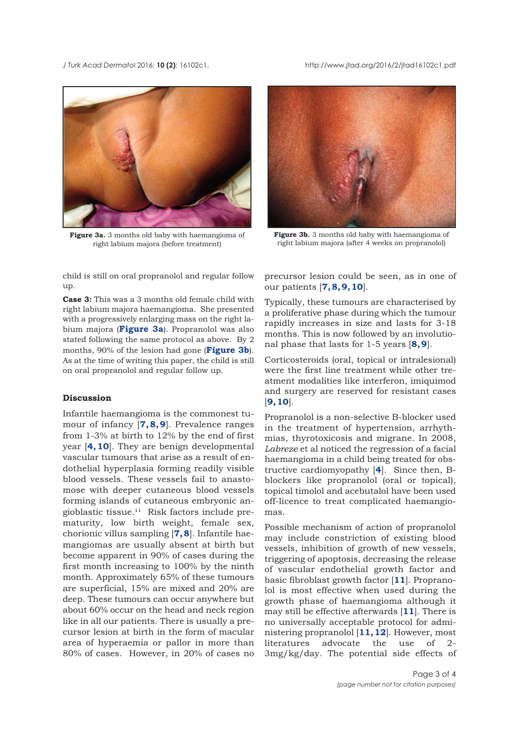Figure 3a. 3 months old baby with haemangioma of right labium majora (before treatment)

Figure 3b. 3 months old baby with haemangioma of right labium majora (after 4 weeks on propranolol)

child is still on oral propranolol and regular follow up.

**Case 3:** This was a 3 months old female child with right labium majora haemangioma. She presented with a progressively enlarging mass on the right labium majora (**Figure 3a**). Propranolol was also stated following the same protocol as above. By 2 months, 90% of the lesion had gone (**Figure 3b**). As at the time of writing this paper, the child is still on oral propranolol and regular follow up.

## Discussion

Infantile haemangioma is the commonest tumour of infancy [7, 8, 9]. Prevalence ranges from 1-3% at birth to 12% by the end of first year [4, 10]. They are benign developmental vascular tumours that arise as a result of endothelial hyperplasia forming readily visible blood vessels. These vessels fail to anastomose with deeper cutaneous blood vessels forming islands of cutaneous embryonic angioblastic tissue.[11] Risk factors include prematurity, low birth weight, female sex, chorionic villus sampling [7, 8]. Infantile haemangiomas are usually absent at birth but become apparent in 90% of cases during the first month increasing to 100% by the ninth month. Approximately 65% of these tumours are superficial, 15% are mixed and 20% are deep. These tumours can occur anywhere but about 60% occur on the head and neck region like in all our patients. There is usually a precursor lesion at birth in the form of macular area of hyperaemia or pallor in more than 80% of cases. However, in 20% of cases no precursor lesion could be seen, as in one of our patients [7, 8, 9, 10].

Typically, these tumours are characterised by a proliferative phase during which the tumour rapidly increases in size and lasts for 3-18 months. This is now followed by an involutional phase that lasts for 1-5 years [8, 9].

Corticosteroids (oral, topical or intralesional) were the first line treatment while other treatment modalities like interferon, imiquimod and surgery are reserved for resistant cases [9, 10].

Propranolol is a non-selective B-blocker used in the treatment of hypertension, arrhythmias, thyrotoxicosis and migrane. In 2008, *Labreze* et al noticed the regression of a facial haemangioma in a child being treated for obstructive cardiomyopathy [4]. Since then, B-blockers like propranolol (oral or topical), topical timolol and acebutalol have been used off-licence to treat complicated haemangiomas.

Possible mechanism of action of propranolol may include constriction of existing blood vessels, inhibition of growth of new vessels, triggering of apoptosis, decreasing the release of vascular endothelial growth factor and basic fibroblast growth factor [11]. Propranolol is most effective when used during the growth phase of haemangioma although it may still be effective afterwards [11]. There is no universally acceptable protocol for administering propranolol [11, 12]. However, most literatures advocate the use of 2-3mg/kg/day. The potential side effects of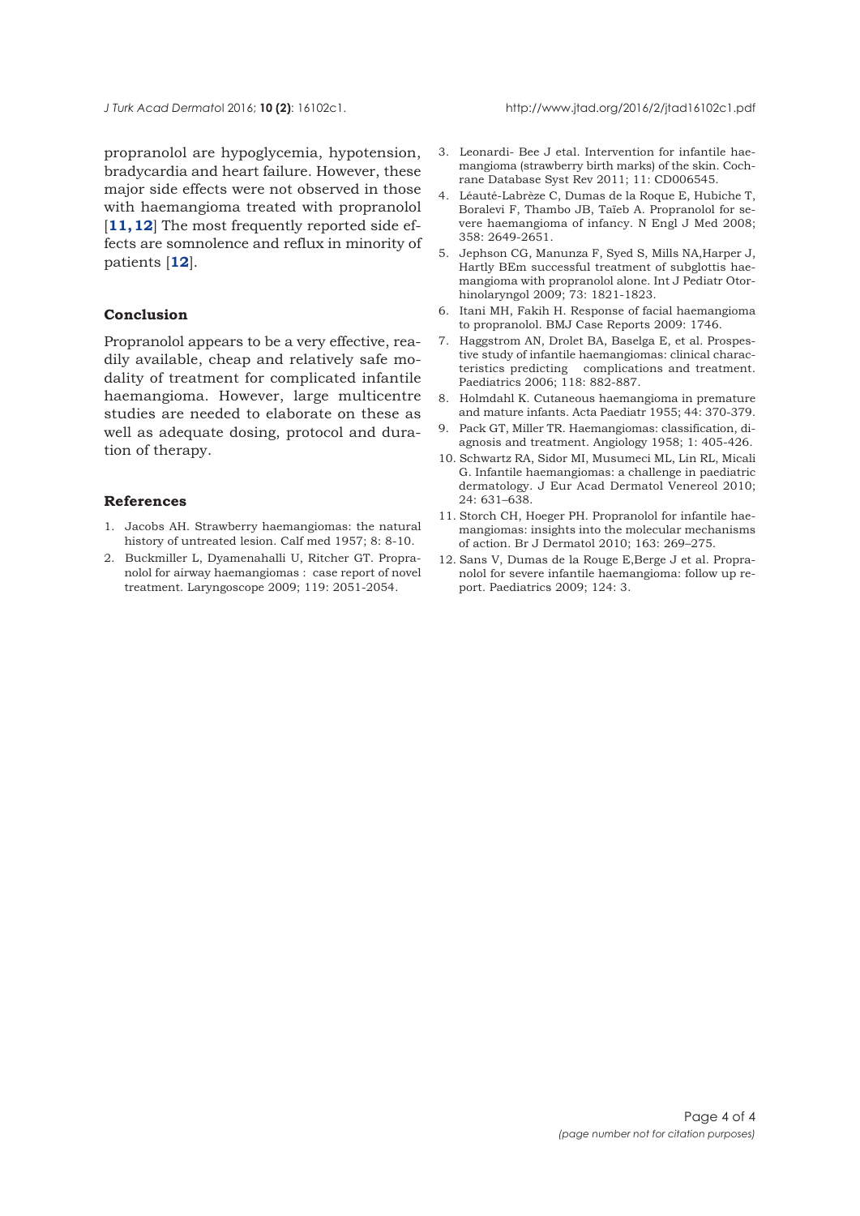propranolol are hypoglycemia, hypotension, bradycardia and heart failure. However, these major side effects were not observed in those with haemangioma treated with propranolol [**11, 12**] The most frequently reported side effects are somnolence and reflux in minority of patients [**12**].

## Conclusion

Propranolol appears to be a very effective, readily available, cheap and relatively safe modality of treatment for complicated infantile haemangioma. However, large multicentre studies are needed to elaborate on these as well as adequate dosing, protocol and duration of therapy.

## References

1. Jacobs AH. Strawberry haemangiomas: the natural history of untreated lesion. Calf med 1957; 8: 8-10.
2. Buckmiller L, Dyamenahalli U, Ritcher GT. Propranolol for airway haemangiomas : case report of novel treatment. Laryngoscope 2009; 119: 2051-2054.
3. Leonardi- Bee J etal. Intervention for infantile haemangioma (strawberry birth marks) of the skin. Cochrane Database Syst Rev 2011; 11: CD006545.
4. Léauté-Labrèze C, Dumas de la Roque E, Hubiche T, Boralevi F, Thambo JB, Taïeb A. Propranolol for severe haemangioma of infancy. N Engl J Med 2008; 358: 2649-2651.
5. Jephson CG, Manunza F, Syed S, Mills NA,Harper J, Hartly BEm successful treatment of subglottis haemangioma with propranolol alone. Int J Pediatr Otorhinolaryngol 2009; 73: 1821-1823.
6. Itani MH, Fakih H. Response of facial haemangioma to propranolol. BMJ Case Reports 2009: 1746.
7. Haggstrom AN, Drolet BA, Baselga E, et al. Prospestive study of infantile haemangiomas: clinical characteristics predicting complications and treatment. Paediatrics 2006; 118: 882-887.
8. Holmdahl K. Cutaneous haemangioma in premature and mature infants. Acta Paediatr 1955; 44: 370-379.
9. Pack GT, Miller TR. Haemangiomas: classification, diagnosis and treatment. Angiology 1958; 1: 405-426.
10. Schwartz RA, Sidor MI, Musumeci ML, Lin RL, Micali G. Infantile haemangiomas: a challenge in paediatric dermatology. J Eur Acad Dermatol Venereol 2010; 24: 631–638.
11. Storch CH, Hoeger PH. Propranolol for infantile haemangiomas: insights into the molecular mechanisms of action. Br J Dermatol 2010; 163: 269–275.
12. Sans V, Dumas de la Rouge E,Berge J et al. Propranolol for severe infantile haemangioma: follow up report. Paediatrics 2009; 124: 3.